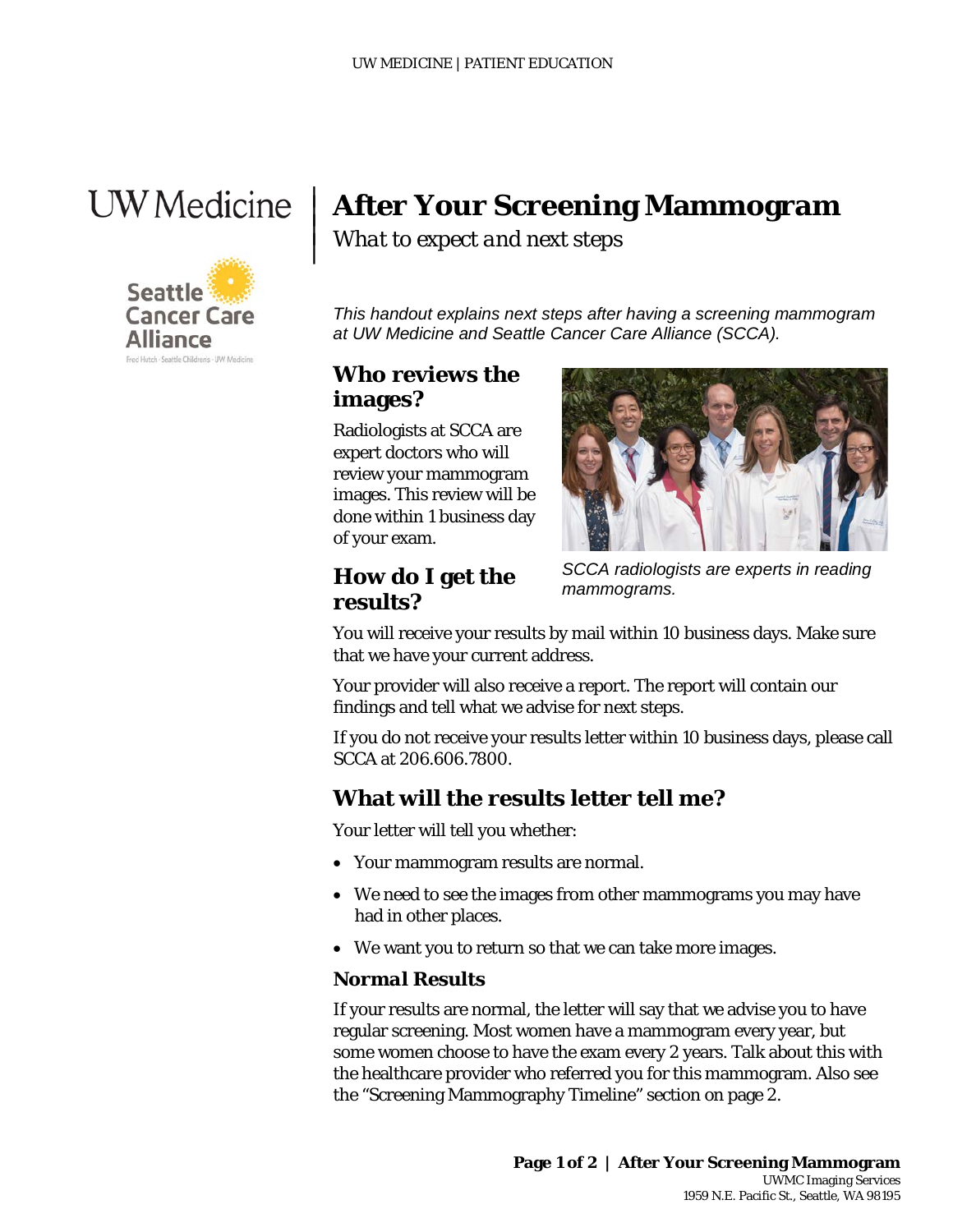# After Your Screening Mammogram

*What to expect and next steps*

*This handout explains next steps after having a screening mammogram at UW Medicine and Seattle Cancer Care Alliance (SCCA).*

## Who reviews the images?

Radiologists at SCCA are expert doctors who will review your mammogram images. This review will be done within 1 business day of your exam.

*SCCA radiologists are experts in reading mammograms.*

## How do I get the results?

You will receive your results by mail within 10 business days. Make sure that we have your current address.

Your provider will also receive a report. The report will contain our findings and tell what we advise for next steps.

If you do not receive your results letter within 10 business days, please call SCCA at 206.606.7800.

## What will the results letter tell me?

Your letter will tell you whether:

- Your mammogram results are normal.
- We need to see the images from other mammograms you may have had in other places.
- We want you to return so that we can take more images.

### *Normal Results*

If your results are normal, the letter will say that we advise you to have regular screening. Most women have a mammogram every year, but some women choose to have the exam every 2 years. Talk about this with the healthcare provider who referred you for this mammogram. Also see the "Screening Mammography Timeline" section on page 2.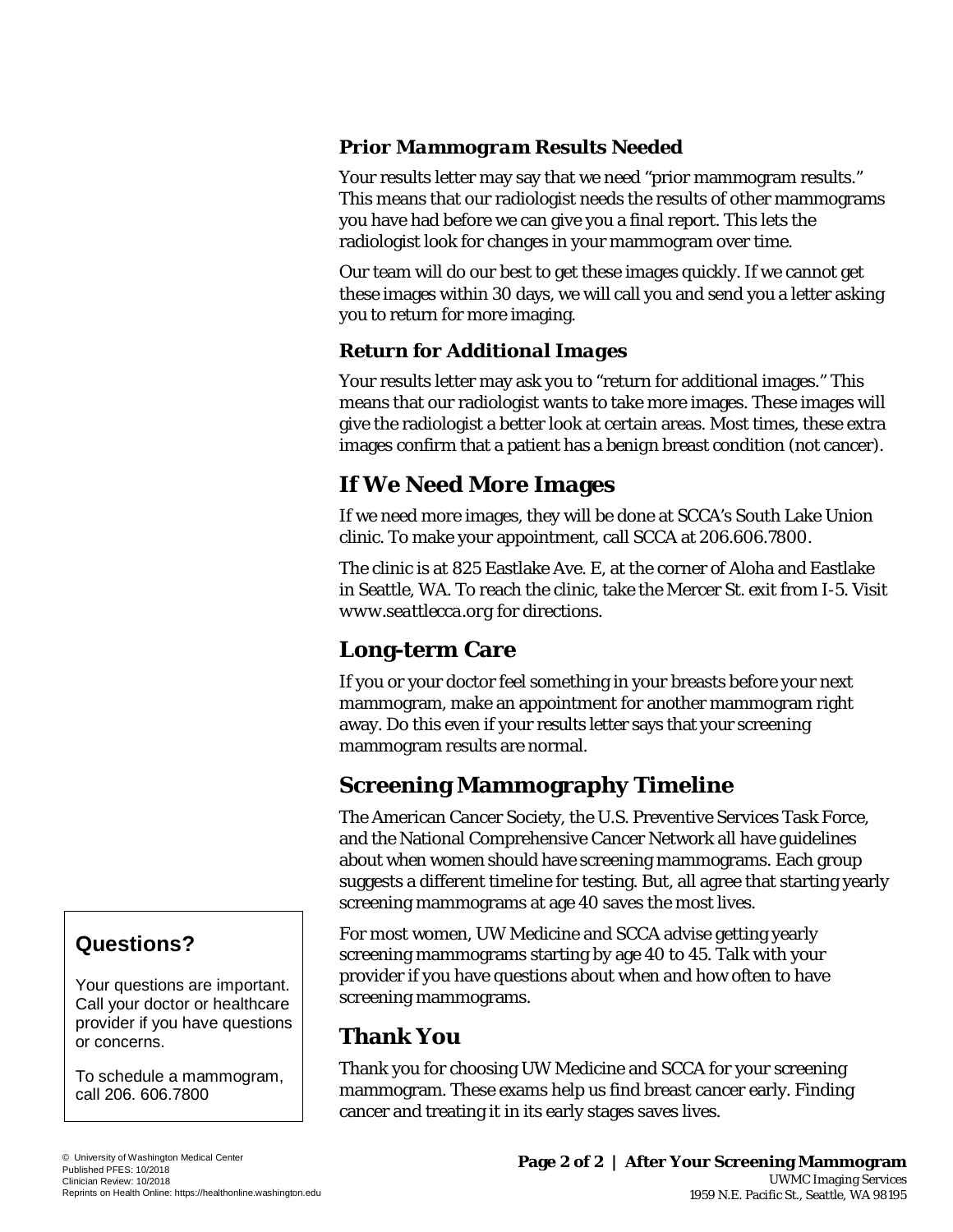### *Prior Mammogram Results Needed*

Your results letter may say that we need "prior mammogram results." This means that our radiologist needs the results of other mammograms you have had before we can give you a final report. This lets the radiologist look for changes in your mammogram over time.

Our team will do our best to get these images quickly. If we cannot get these images within 30 days, we will call you and send you a letter asking you to return for more imaging.

### *Return for Additional Images*

Your results letter may ask you to "return for additional images." This means that our radiologist wants to take more images. These images will give the radiologist a better look at certain areas. Most times, these extra images confirm that a patient has a benign breast condition (not cancer).

## If We Need More Images

If we need more images, they will be done at SCCA's South Lake Union clinic. To make your appointment, call SCCA at 206.606.7800.

The clinic is at 825 Eastlake Ave. E, at the corner of Aloha and Eastlake in Seattle, WA. To reach the clinic, take the Mercer St. exit from I-5. Visit www.seattlecca.org for directions.

## Long-term Care

If you or your doctor feel something in your breasts before your next mammogram, make an appointment for another mammogram right away. Do this even if your results letter says that your screening mammogram results are normal.

## Screening Mammography Timeline

The American Cancer Society, the U.S. Preventive Services Task Force, and the National Comprehensive Cancer Network all have guidelines about when women should have screening mammograms. Each group suggests a different timeline for testing. But, all agree that starting yearly screening mammograms at age 40 saves the most lives.

For most women, UW Medicine and SCCA advise getting yearly screening mammograms starting by age 40 to 45. Talk with your provider if you have questions about when and how often to have screening mammograms.

## Thank You

Thank you for choosing UW Medicine and SCCA for your screening mammogram. These exams help us find breast cancer early. Finding cancer and treating it in its early stages saves lives.

### Questions?

Your questions are important. Call your doctor or healthcare provider if you have questions or concerns.

To schedule a mammogram, call 206. 606.7800

© University of Washington Medical Center
Published PFES: 10/2018
Clinician Review: 10/2018
Reprints on Health Online: https://healthonline.washington.edu

UWMC Imaging Services
1959 N.E. Pacific St., Seattle, WA 98195